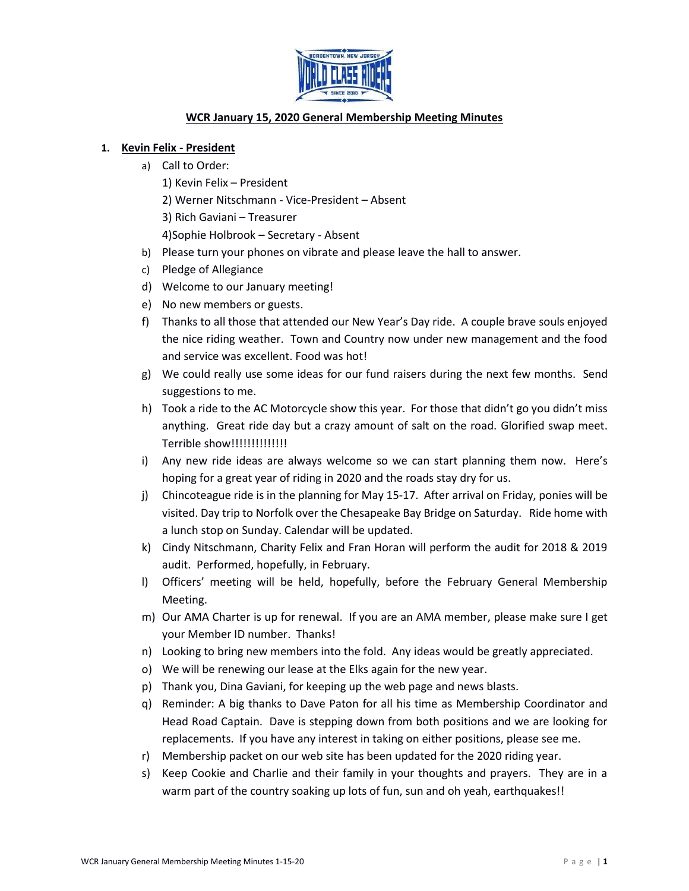# WCR January 15, 2020 General Membership Meeting Minutes

1. **Kevin Felix - President**

   a) Call to Order:
      1) Kevin Felix – President
      2) Werner Nitschmann - Vice-President – Absent
      3) Rich Gaviani – Treasurer
      4)Sophie Holbrook – Secretary - Absent

   b) Please turn your phones on vibrate and please leave the hall to answer.

   c) Pledge of Allegiance

   d) Welcome to our January meeting!

   e) No new members or guests.

   f) Thanks to all those that attended our New Year's Day ride. A couple brave souls enjoyed the nice riding weather. Town and Country now under new management and the food and service was excellent. Food was hot!

   g) We could really use some ideas for our fund raisers during the next few months. Send suggestions to me.

   h) Took a ride to the AC Motorcycle show this year. For those that didn't go you didn't miss anything. Great ride day but a crazy amount of salt on the road. Glorified swap meet. Terrible show!!!!!!!!!!!!!!

   i) Any new ride ideas are always welcome so we can start planning them now. Here's hoping for a great year of riding in 2020 and the roads stay dry for us.

   j) Chincoteague ride is in the planning for May 15-17. After arrival on Friday, ponies will be visited. Day trip to Norfolk over the Chesapeake Bay Bridge on Saturday. Ride home with a lunch stop on Sunday. Calendar will be updated.

   k) Cindy Nitschmann, Charity Felix and Fran Horan will perform the audit for 2018 & 2019 audit. Performed, hopefully, in February.

   l) Officers' meeting will be held, hopefully, before the February General Membership Meeting.

   m) Our AMA Charter is up for renewal. If you are an AMA member, please make sure I get your Member ID number. Thanks!

   n) Looking to bring new members into the fold. Any ideas would be greatly appreciated.

   o) We will be renewing our lease at the Elks again for the new year.

   p) Thank you, Dina Gaviani, for keeping up the web page and news blasts.

   q) Reminder: A big thanks to Dave Paton for all his time as Membership Coordinator and Head Road Captain. Dave is stepping down from both positions and we are looking for replacements. If you have any interest in taking on either positions, please see me.

   r) Membership packet on our web site has been updated for the 2020 riding year.

   s) Keep Cookie and Charlie and their family in your thoughts and prayers. They are in a warm part of the country soaking up lots of fun, sun and oh yeah, earthquakes!!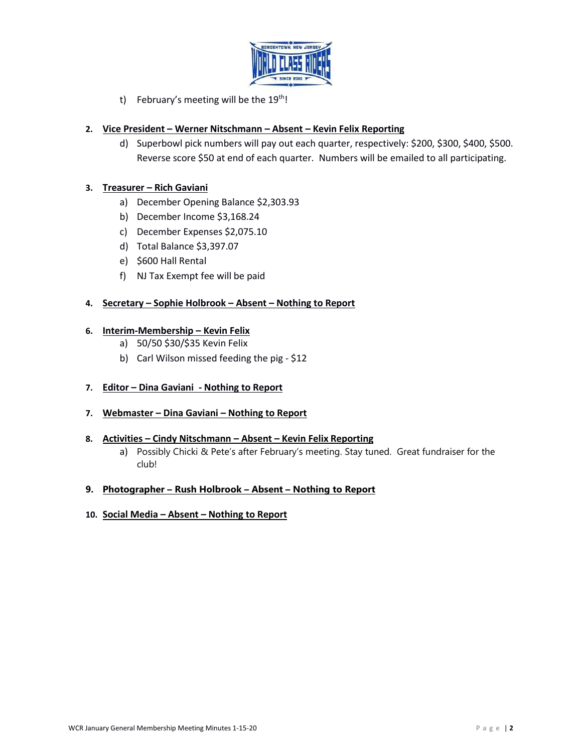t) February's meeting will be the 19th!

2. **Vice President – Werner Nitschmann – Absent – Kevin Felix Reporting**

   d) Superbowl pick numbers will pay out each quarter, respectively: $200, $300, $400, $500. Reverse score $50 at end of each quarter. Numbers will be emailed to all participating.

3. **Treasurer – Rich Gaviani**

   a) December Opening Balance $2,303.93
   b) December Income $3,168.24
   c) December Expenses $2,075.10
   d) Total Balance $3,397.07
   e) $600 Hall Rental
   f) NJ Tax Exempt fee will be paid

4. **Secretary – Sophie Holbrook – Absent – Nothing to Report**

6. **Interim-Membership – Kevin Felix**

   a) 50/50 $30/$35 Kevin Felix
   b) Carl Wilson missed feeding the pig - $12

7. **Editor – Dina Gaviani - Nothing to Report**

7. **Webmaster – Dina Gaviani – Nothing to Report**

8. **Activities – Cindy Nitschmann – Absent – Kevin Felix Reporting**

   a) Possibly Chicki & Pete's after February's meeting. Stay tuned. Great fundraiser for the club!

9. **Photographer – Rush Holbrook – Absent – Nothing to Report**

10. **Social Media – Absent – Nothing to Report**